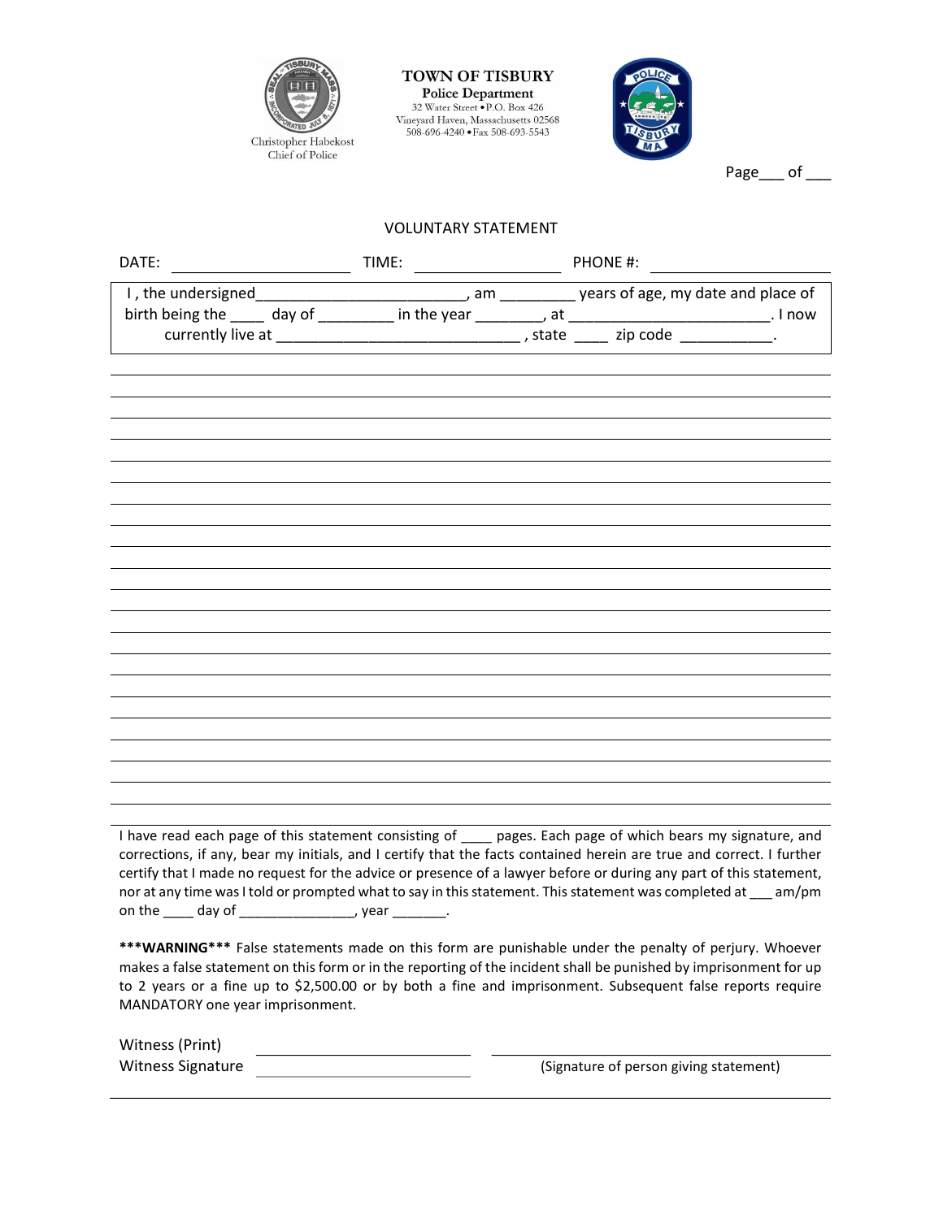Christopher Habekost
Chief of Police

# TOWN OF TISBURY

**Police Department**

32 Water Street • P.O. Box 426
Vineyard Haven, Massachusetts 02568
508-696-4240 • Fax 508-693-5543

Page___ of ___

## VOLUNTARY STATEMENT

DATE: ____________________ TIME: ________________ PHONE #: ____________________

I , the undersigned________________________, am _________ years of age, my date and place of birth being the ____ day of _________ in the year ________, at ________________________. I now currently live at ____________________________ , state ____ zip code ___________.

I have read each page of this statement consisting of ____ pages. Each page of which bears my signature, and corrections, if any, bear my initials, and I certify that the facts contained herein are true and correct. I further certify that I made no request for the advice or presence of a lawyer before or during any part of this statement, nor at any time was I told or prompted what to say in this statement. This statement was completed at ___ am/pm on the ____ day of ______________, year _______.

*****WARNING***** False statements made on this form are punishable under the penalty of perjury. Whoever makes a false statement on this form or in the reporting of the incident shall be punished by imprisonment for up to 2 years or a fine up to $2,500.00 or by both a fine and imprisonment. Subsequent false reports require MANDATORY one year imprisonment.

Witness (Print) ________________________

Witness Signature ________________________

________________________________
(Signature of person giving statement)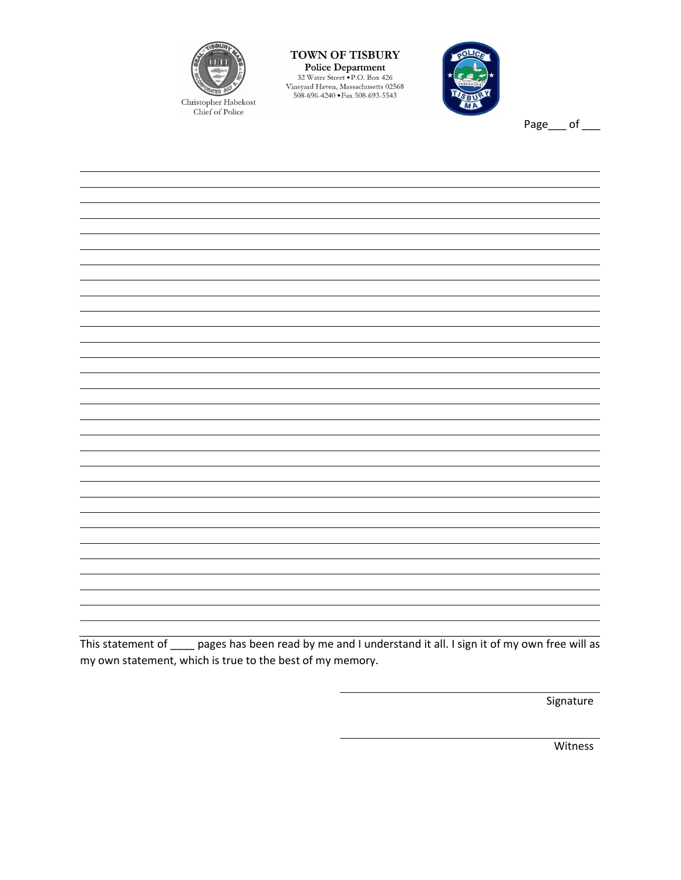**TOWN OF TISBURY**
**Police Department**
32 Water Street • P.O. Box 426
Vineyard Haven, Massachusetts 02568
508-696-4240 • Fax 508-693-5543

Christopher Habekost
Chief of Police

Page___ of ___

This statement of ____ pages has been read by me and I understand it all. I sign it of my own free will as my own statement, which is true to the best of my memory.

______________________________
Signature

______________________________
Witness